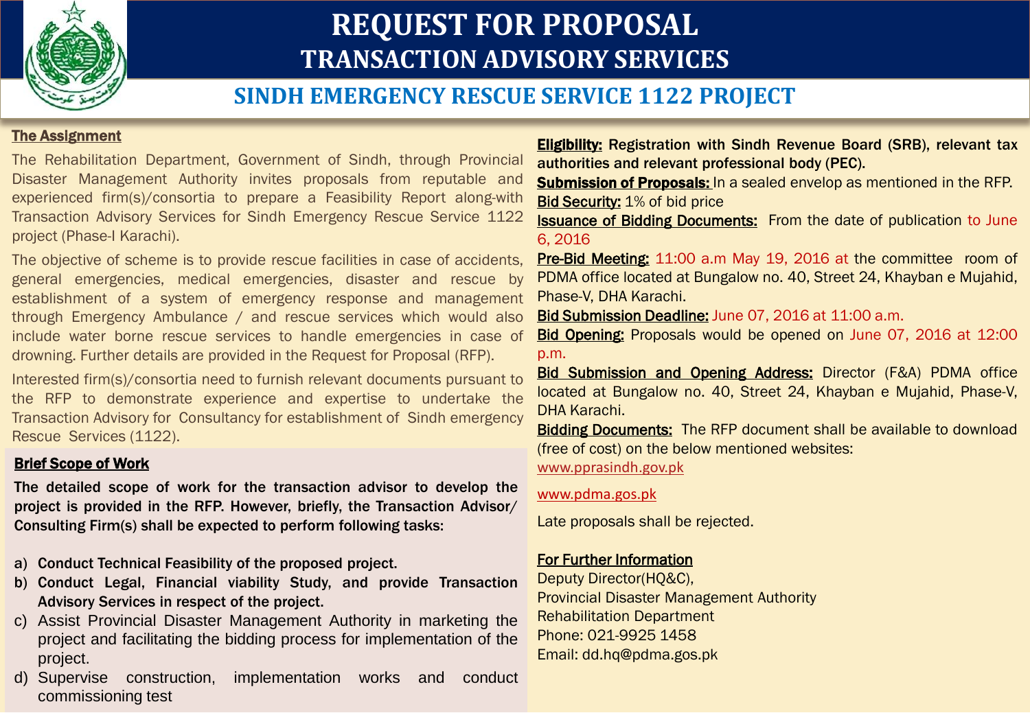# REQUEST FOR PROPOSAL
# TRANSACTION ADVISORY SERVICES

## SINDH EMERGENCY RESCUE SERVICE 1122 PROJECT

**The Assignment**

The Rehabilitation Department, Government of Sindh, through Provincial Disaster Management Authority invites proposals from reputable and experienced firm(s)/consortia to prepare a Feasibility Report along-with Transaction Advisory Services for Sindh Emergency Rescue Service 1122 project (Phase-I Karachi).

The objective of scheme is to provide rescue facilities in case of accidents, general emergencies, medical emergencies, disaster and rescue by establishment of a system of emergency response and management through Emergency Ambulance / and rescue services which would also include water borne rescue services to handle emergencies in case of drowning. Further details are provided in the Request for Proposal (RFP).

Interested firm(s)/consortia need to furnish relevant documents pursuant to the RFP to demonstrate experience and expertise to undertake the Transaction Advisory for Consultancy for establishment of Sindh emergency Rescue Services (1122).

**Brief Scope of Work**

**The detailed scope of work for the transaction advisor to develop the project is provided in the RFP. However, briefly, the Transaction Advisor/ Consulting Firm(s) shall be expected to perform following tasks:**

a) **Conduct Technical Feasibility of the proposed project.**
b) **Conduct Legal, Financial viability Study, and provide Transaction Advisory Services in respect of the project.**
c) Assist Provincial Disaster Management Authority in marketing the project and facilitating the bidding process for implementation of the project.
d) Supervise construction, implementation works and conduct commissioning test

**Eligibility:** **Registration with Sindh Revenue Board (SRB), relevant tax authorities and relevant professional body (PEC).**

**Submission of Proposals:** In a sealed envelop as mentioned in the RFP.

**Bid Security:** 1% of bid price

**Issuance of Bidding Documents:** From the date of publication to June 6, 2016

**Pre-Bid Meeting:** 11:00 a.m May 19, 2016 at the committee room of PDMA office located at Bungalow no. 40, Street 24, Khayban e Mujahid, Phase-V, DHA Karachi.

**Bid Submission Deadline:** June 07, 2016 at 11:00 a.m.

**Bid Opening:** Proposals would be opened on June 07, 2016 at 12:00 p.m.

**Bid Submission and Opening Address:** Director (F&A) PDMA office located at Bungalow no. 40, Street 24, Khayban e Mujahid, Phase-V, DHA Karachi.

**Bidding Documents:** The RFP document shall be available to download (free of cost) on the below mentioned websites:

www.pprasindh.gov.pk

www.pdma.gos.pk

Late proposals shall be rejected.

**For Further Information**

Deputy Director(HQ&C),
Provincial Disaster Management Authority
Rehabilitation Department
Phone: 021-9925 1458
Email: dd.hq@pdma.gos.pk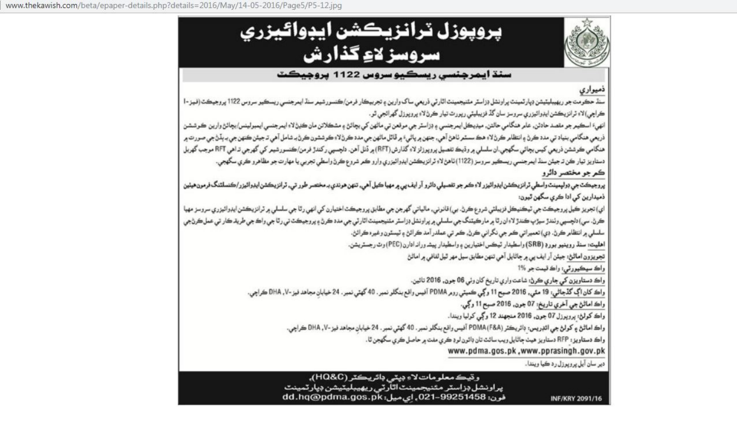# پروپوزل ٽرانزيڪشن ايڊوائيزري سروسز لاءِ گذارش

## سنڌ ايمرجنسي ريسڪيو سروس 1122 پروجيڪٽ

**ذميواري**

سنڌ حڪومت جو ريهيبليٽيشن ڊپارٽمينٽ پراونشل ڊزاسٽر مئنيجمينٽ اٿارٽي ذريعي ساک وارين ۽ تجربيڪار فرم/ڪنسورشيم سنڌ ايمرجنسي ريسڪيو سروس 1122 پروجيڪٽ (فيز-I ڪراچي) لاءِ ٽرانزيڪشن ايڊوائيزري سروسز سان گڏ فزيبلٽي رپورٽ تيار ڪرڻ لاءِ پروپوزل گهرائجي ٿو.

انهيءَ اسڪيم جو مقصد حادثن، عام هنگامي حالتن، ميڊيڪل ايمرجنسي ۽ ڊزاسٽر جي موقعن تي ماڻهن کي بچائڻ ۽ مشڪلاتن مان ڪڍڻ لاءِ ايمرجنسي ايمبولينس/بچائڻ وارين ڪوششن ذريعي هنگامي بنياد تي مدد ڪرڻ ۽ انتظام ڪرڻ لاءِ هڪ سسٽم ناهڻ آهي، جنهن ۾ پاڻيءَ ۾ ڦاٿل ماڻهن جي مدد ڪرڻ لاءِ ڪوششون ڪرڻ به شامل آهي ته جيئن ڪنهن جي به ٻڏڻ جي صورت ۾ هنگامي ڪوشش ذريعي ڪيس بچائي سگهجي. ان سلسلي ۾ وڌيڪ تفصيل پروپوزلز لاءِ گذارش (RFT) ۾ ڏنل آهن. دلچسپي رکندڙ فرمن/ڪنسورشيم کي گهرجي ته اهي RFT موجب گهربل دستاويز تيار ڪن ته جيئن سنڌ ايمرجنسي ريسڪيو سروسز (1122) ناهڻ لاءِ ٽرانزيڪشن ايڊوائيزري وارو ڪم شروع ڪرڻ واسطي تجربي ۽ مهارت جو مظاهرو ڪري سگهجي.

**ڪم جو مختصر دائرو**

پروجيڪٽ جي ڊولپمينٽ واسطي ٽرانزيڪشن ايڊوائيزر لاءِ ڪم جو تفصيلي دائرو آر ايف پي ۾ مهيا ڪيل آهي، تنهن هوندي به مختصر طور تي، ٽرانزيڪشن ايڊوائيزر/ڪنسلٽنگ فرم هيٺين ذميدارين کي ادا ڪري سگهڻ گهرجي:

اي) تجويز ڪيل پروجيڪٽ جي ٽيڪنيڪل فزيبلٽي شروع ڪرڻ. بي) قانوني، مالياتي گهرجن جي مطابق پروجيڪٽ اختيارن کي انهيءَ رٿا جي سلسلي ۾ ٽرانزيڪشن ايڊوائيزري سروسز مهيا ڪرڻ. سي) دلچسپي رکندڙ سيڙپ ڪندڙ لاءِ ان رٿا ۾ مارڪيٽنگ جي سلسلي ۾ پراونشل ڊزاسٽر مئنيجمينٽ اٿارٽي جي مدد ڪرڻ ۽ پروجيڪٽ تي رٿا جي واڪ جي طريقه ڪار تي عمل ڪرڻ جي سلسلي ۾ انتظام ڪرڻ. ڊي) تعميراتي ڪم جي نگراني ڪرڻ، ڪم تي عملدرآمد ڪرائڻ ۽ ٽيسٽون وغيره ڪرائڻ.

**اهليت:** سنڌ ريونيو بورڊ (SRB) اسٽيڊرڊ ٽيڪس اختيارين ۽ واسطيدار پيشه ورانه ادارن (PEC) وٽ رجسٽريشن.

**تجويزون امانتون:** جيئن آر ايف پي ۾ ڄاڻايل آهي تنهن مطابق سيل مهر ٿيل لفافي ۾ امانتون

**واڪ سيڪيورٽي:** واڪ قيمت جو 1%

**واڪ دستاويزن کي جاري ڪرڻ:** شاعت واري تاريخ کان وٺي 06 جون، 2016 تائين.

**واڪ کان اڳ گڏجاڻي:** 19 مئي، 2016 صبح 11 وڳي ڪميٽي روم PDMA آفيس واقع بنگلو نمبر 40 گهٽي نمبر 24 خيابان مجاهد فيز-V، DHA ڪراچي.

**واڪ امانتن جي آخري تاريخ:** 07 جون، 2016 صبح 11 وڳي.

**واڪ کولڻ:** پروپوزل 07 جون، 2016 منجهند 12 وڳي کوليا ويندا.

**واڪ امانتن ۽ کولڻ جي ائڊريس:** ڊائريڪٽر (F&A) PDMA آفيس واقع بنگلو نمبر 40 گهٽي نمبر 24 خيابان مجاهد فيز-V، DHA ڪراچي.

**واڪ دستاويز:** RFP دستاويز هيٺ ڄاڻايل ويب سائٽ تان ڊائون لوڊ ڪري مفت ۾ حاصل ڪري سگهجن ٿا.

**www.pdma.gos.pk ,www.pprasingh.gov.pk**

دير سان آيل پروپوزل رد ڪيا ويندا.

**وڌيڪ معلومات لاءِ ڊپٽي ڊائريڪٽر (HQ&C)،**

**پراونشل ڊزاسٽر مئنيجمينٽ اٿارٽي ريهيبليٽيشن ڊپارٽمينٽ**

**فون: 021-99251458، اي ميل: dd.hq@pdma.gos.pk**

INF/KRY 2091/16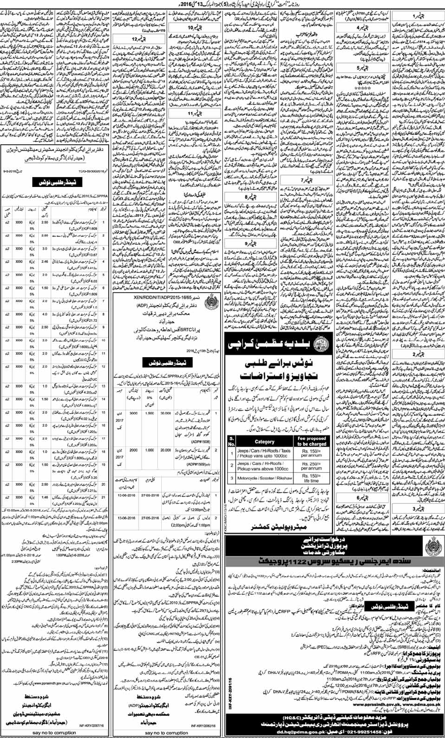## بقیہ نمبر 1

## بقیہ نمبر 2

## بقیہ نمبر 3

## بقیہ نمبر 4

## بقیہ نمبر 5

## بقیہ نمبر 6

## بقیہ نمبر 7

## بقیہ نمبر 8

## بقیہ نمبر 9

## بقیہ نمبر 10

## بقیہ نمبر 11

## بقیہ نمبر 12

---

# بلدیہ عظمیٰ کراچی

## نوٹس برائے طلبی تجاویز و اعتراضات

| S. No. | Category | Fee proposed to be charged |
|---|---|---|
| 1 | Jeeps / Cars / Hi-Roofs / Taxis / Pickup vans upto 1000cc | Rs. 150/= per annum |
| 2 | Jeeps / Cars / Hi-Roofs / Pickup vans above 1000cc | Rs. 250/= per annum |
| 3 | Motorcycle / Scooter / Rikshaw | Rs. 150/= life time |

**میٹروپولیٹن کمشنر**

---

## درخواست برائے پروپوزل ٹرانزیکشن مشاورتی خدمات

# سندھ ایمرجنسی ریسکیو سروس 1122 پروجیکٹ

**ٹینڈر طلبی نوٹس**

www.pprasindh.gov.pk, www.pdma.gos.pk

**مزید معلومات کیلئے ڈپٹی ڈائریکٹر (HQ&C)**

**پروونشل ڈیزاسٹر مینجمنٹ اتھارٹی، سندھ**

فون: 021-99251458 ای میل: dd.hq@pdma.gos.pk

INF-KRY-2091/16

---

XEN/RDD/NIT/ADP/2015-16/65

## دفتر برائے ایگزیکٹو انجینئر (ADP)

## محکمہ برائے دیہی ترقیات

## حیدرآباد

# ٹینڈر طلبی نوٹس

**ایگزیکٹو انجینئر (ADP)**

**محکمہ دیہی تعمیرات**

**حیدرآباد**

INF-KRY/2062/16

say no to corruption

---

## دفتر برائے ایگزیکٹو انجینئر مشینری مینٹیننس ڈویژن

## (حیدرآباد) ڈگری بمقام کوٹ ڈیجی

# ٹینڈر طلبی نوٹس

**ایگزیکٹو انجینئر**

**مشینری مینٹیننس ڈویژن**

**(حیدرآباد) ڈگری بمقام کوٹ ڈیجی**

INF-KRY/2067/16

say no to corruption